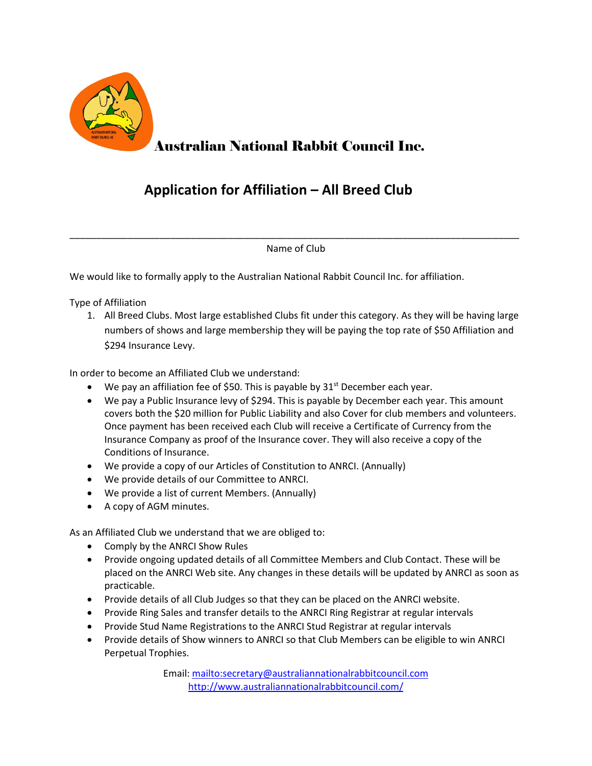# Australian National Rabbit Council Inc.

## Application for Affiliation – All Breed Club

\_\_\_\_\_\_\_\_\_\_\_\_\_\_\_\_\_\_\_\_\_\_\_\_\_\_\_\_\_\_\_\_\_\_\_\_\_\_\_\_\_\_\_\_\_\_\_\_\_\_\_\_\_\_\_\_\_\_\_\_\_\_\_\_\_\_\_\_\_\_\_\_\_\_\_\_

Name of Club

We would like to formally apply to the Australian National Rabbit Council Inc. for affiliation.

Type of Affiliation

1. All Breed Clubs. Most large established Clubs fit under this category. As they will be having large numbers of shows and large membership they will be paying the top rate of $50 Affiliation and $294 Insurance Levy.

In order to become an Affiliated Club we understand:

- We pay an affiliation fee of $50. This is payable by 31st December each year.
- We pay a Public Insurance levy of $294. This is payable by December each year. This amount covers both the $20 million for Public Liability and also Cover for club members and volunteers. Once payment has been received each Club will receive a Certificate of Currency from the Insurance Company as proof of the Insurance cover. They will also receive a copy of the Conditions of Insurance.
- We provide a copy of our Articles of Constitution to ANRCI. (Annually)
- We provide details of our Committee to ANRCI.
- We provide a list of current Members. (Annually)
- A copy of AGM minutes.

As an Affiliated Club we understand that we are obliged to:

- Comply by the ANRCI Show Rules
- Provide ongoing updated details of all Committee Members and Club Contact. These will be placed on the ANRCI Web site. Any changes in these details will be updated by ANRCI as soon as practicable.
- Provide details of all Club Judges so that they can be placed on the ANRCI website.
- Provide Ring Sales and transfer details to the ANRCI Ring Registrar at regular intervals
- Provide Stud Name Registrations to the ANRCI Stud Registrar at regular intervals
- Provide details of Show winners to ANRCI so that Club Members can be eligible to win ANRCI Perpetual Trophies.

Email: mailto:secretary@australiannationalrabbitcouncil.com
http://www.australiannationalrabbitcouncil.com/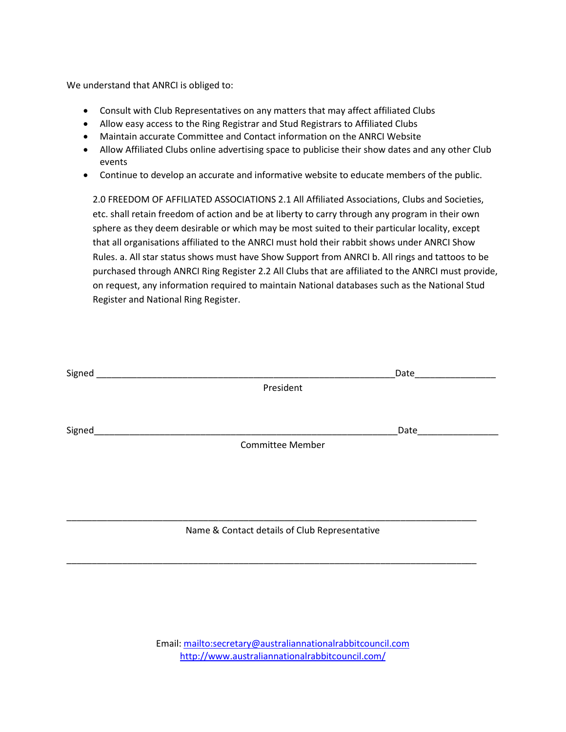We understand that ANRCI is obliged to:

- Consult with Club Representatives on any matters that may affect affiliated Clubs
- Allow easy access to the Ring Registrar and Stud Registrars to Affiliated Clubs
- Maintain accurate Committee and Contact information on the ANRCI Website
- Allow Affiliated Clubs online advertising space to publicise their show dates and any other Club events
- Continue to develop an accurate and informative website to educate members of the public.

2.0 FREEDOM OF AFFILIATED ASSOCIATIONS 2.1 All Affiliated Associations, Clubs and Societies, etc. shall retain freedom of action and be at liberty to carry through any program in their own sphere as they deem desirable or which may be most suited to their particular locality, except that all organisations affiliated to the ANRCI must hold their rabbit shows under ANRCI Show Rules. a. All star status shows must have Show Support from ANRCI b. All rings and tattoos to be purchased through ANRCI Ring Register 2.2 All Clubs that are affiliated to the ANRCI must provide, on request, any information required to maintain National databases such as the National Stud Register and National Ring Register.

Signed ____________________________________________________________ Date________________

President

Signed____________________________________________________________ Date________________

Committee Member

______________________________________________________________________________________

Name & Contact details of Club Representative

______________________________________________________________________________________

Email: mailto:secretary@australiannationalrabbitcouncil.com
http://www.australiannationalrabbitcouncil.com/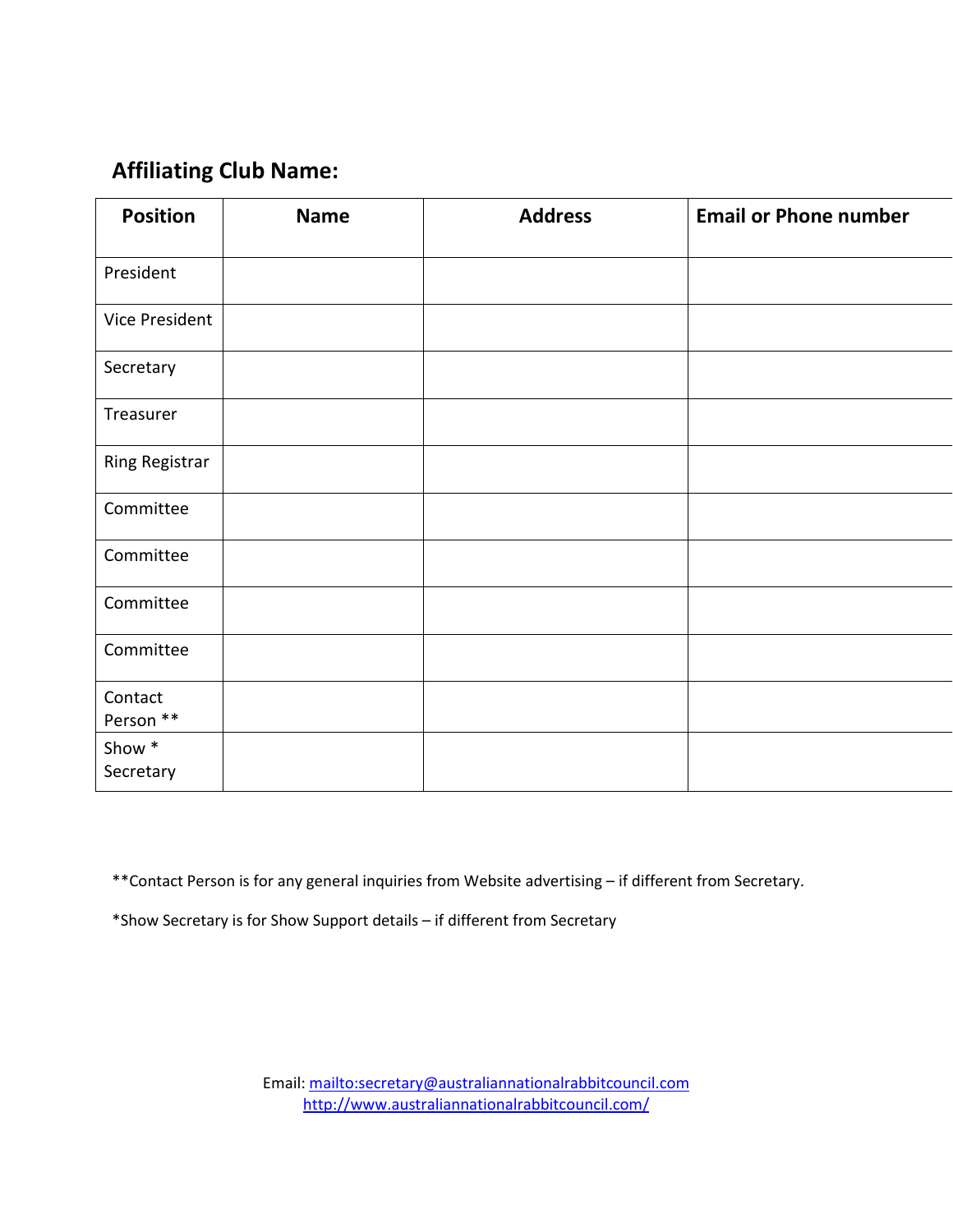## Affiliating Club Name:

| Position | Name | Address | Email or Phone number |
|---|---|---|---|
| President | | | |
| Vice President | | | |
| Secretary | | | |
| Treasurer | | | |
| Ring Registrar | | | |
| Committee | | | |
| Committee | | | |
| Committee | | | |
| Committee | | | |
| Contact Person ** | | | |
| Show * Secretary | | | |

**Contact Person is for any general inquiries from Website advertising – if different from Secretary.

*Show Secretary is for Show Support details – if different from Secretary

Email: mailto:secretary@australiannationalrabbitcouncil.com
http://www.australiannationalrabbitcouncil.com/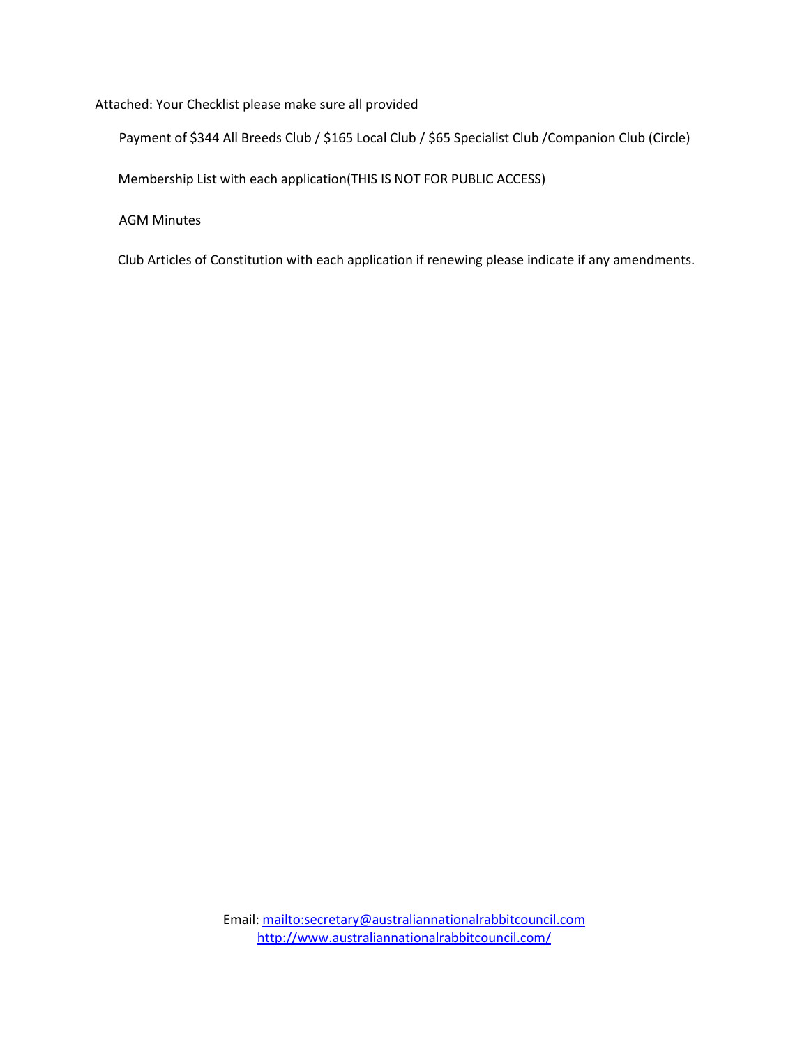Attached: Your Checklist please make sure all provided

- Payment of $344 All Breeds Club / $165 Local Club / $65 Specialist Club /Companion Club (Circle)
- Membership List with each application(THIS IS NOT FOR PUBLIC ACCESS)
- AGM Minutes
- Club Articles of Constitution with each application if renewing please indicate if any amendments.

Email: mailto:secretary@australiannationalrabbitcouncil.com
http://www.australiannationalrabbitcouncil.com/